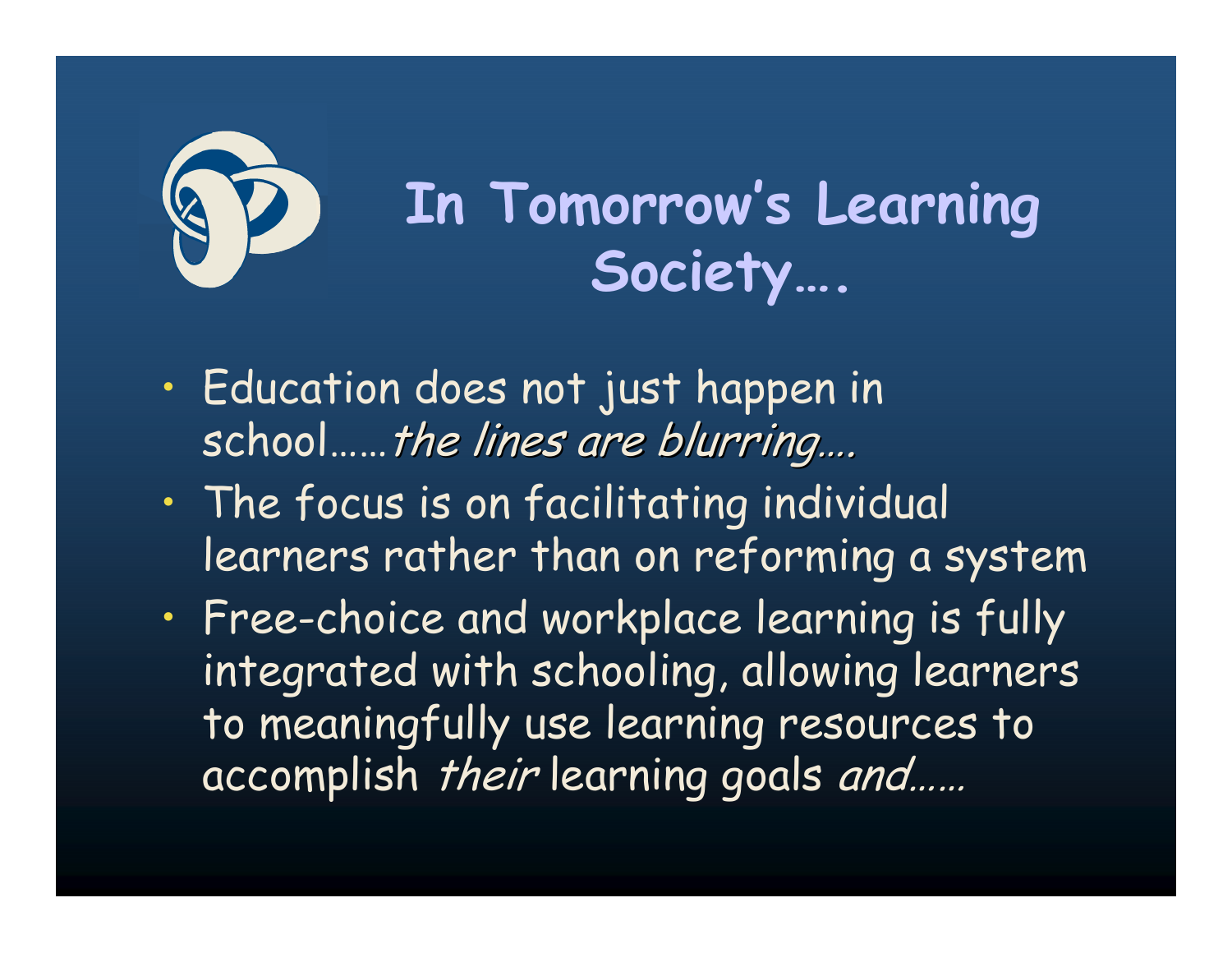# In Tomorrow's Learning Society….

- Education does not just happen in school……*the lines are blurring….*
- The focus is on facilitating individual learners rather than on reforming a system
- Free-choice and workplace learning is fully integrated with schooling, allowing learners to meaningfully use learning resources to accomplish *their* learning goals *and……*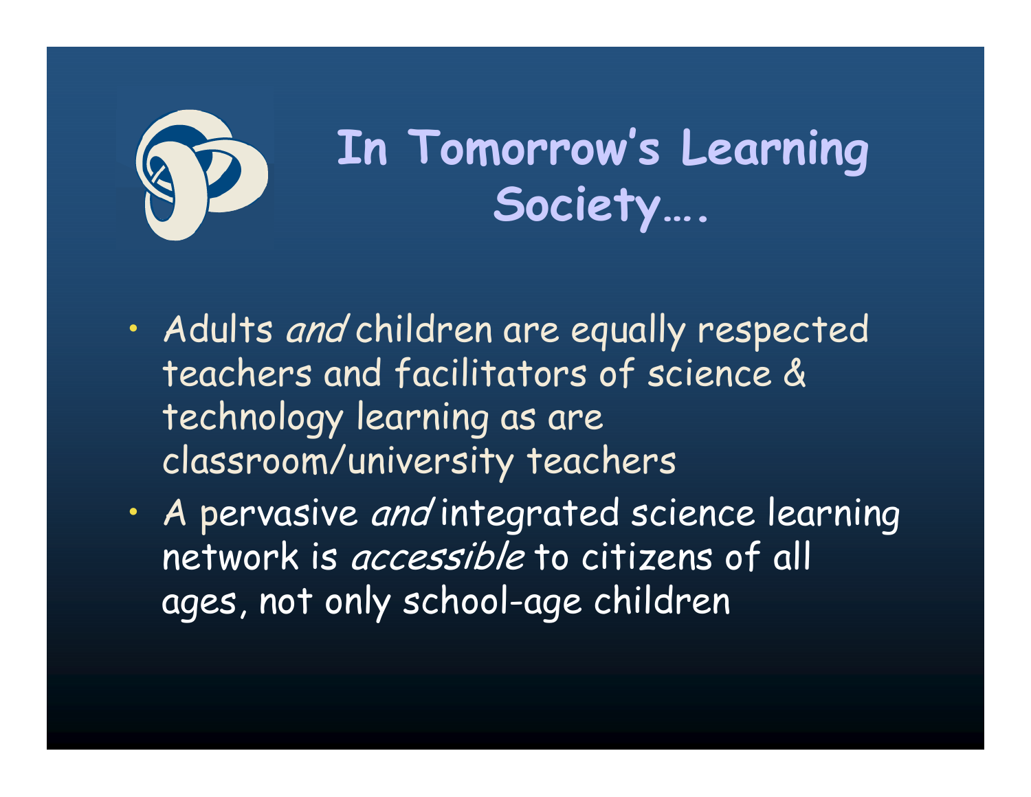# In Tomorrow's Learning Society….

- Adults *and* children are equally respected teachers and facilitators of science & technology learning as are classroom/university teachers
- A pervasive *and* integrated science learning network is *accessible* to citizens of all ages, not only school-age children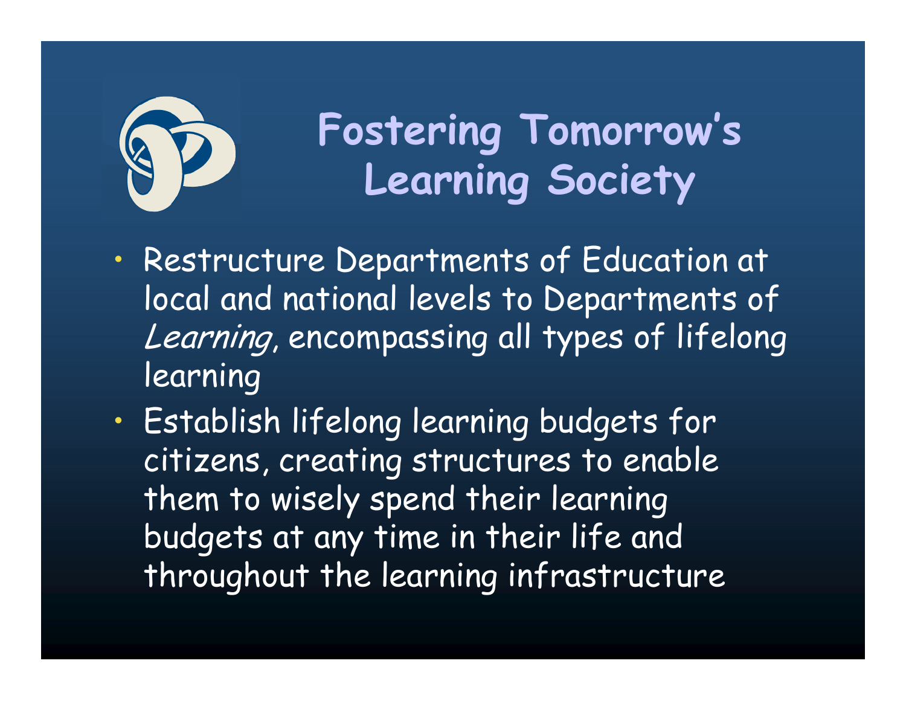# Fostering Tomorrow's Learning Society

- Restructure Departments of Education at local and national levels to Departments of *Learning*, encompassing all types of lifelong learning
- Establish lifelong learning budgets for citizens, creating structures to enable them to wisely spend their learning budgets at any time in their life and throughout the learning infrastructure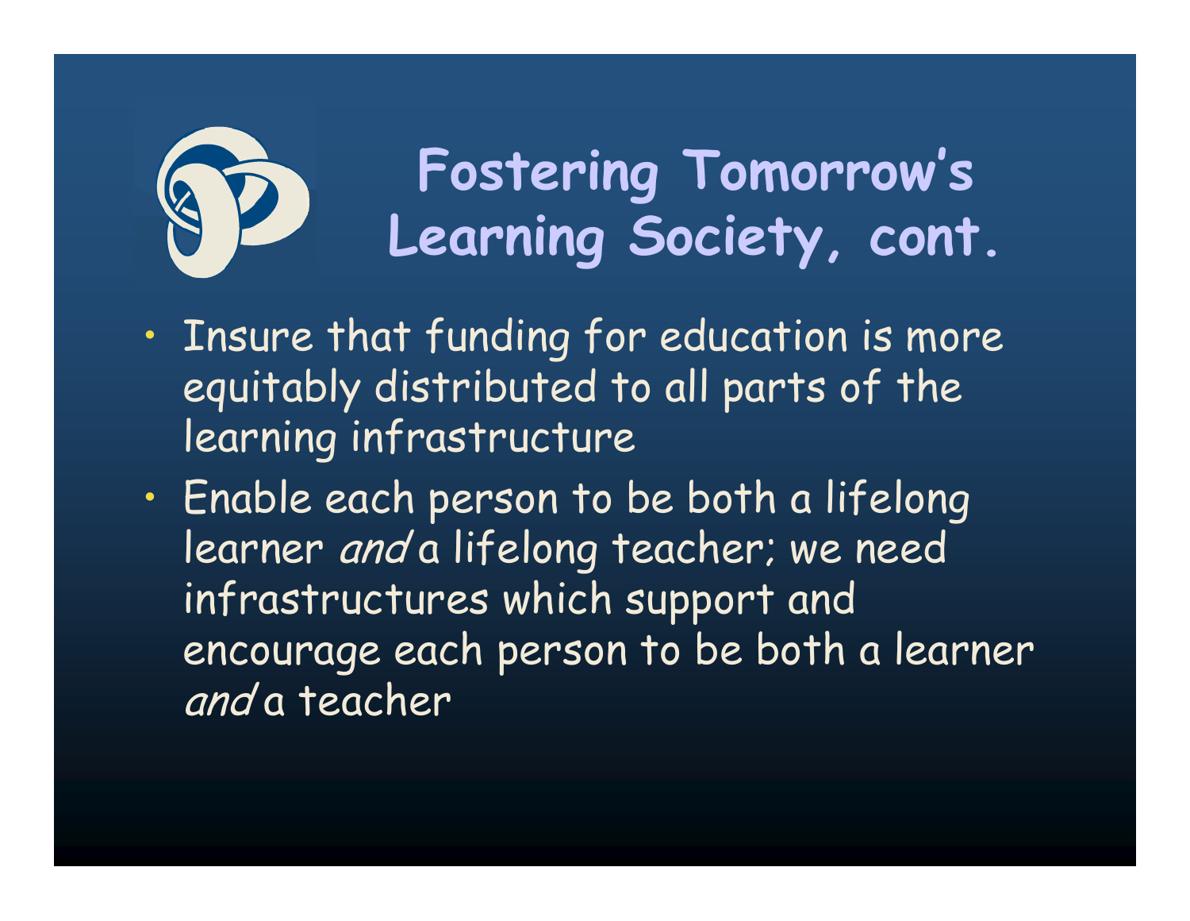# Fostering Tomorrow's Learning Society, cont.

- Insure that funding for education is more equitably distributed to all parts of the learning infrastructure
- Enable each person to be both a lifelong learner *and* a lifelong teacher; we need infrastructures which support and encourage each person to be both a learner *and* a teacher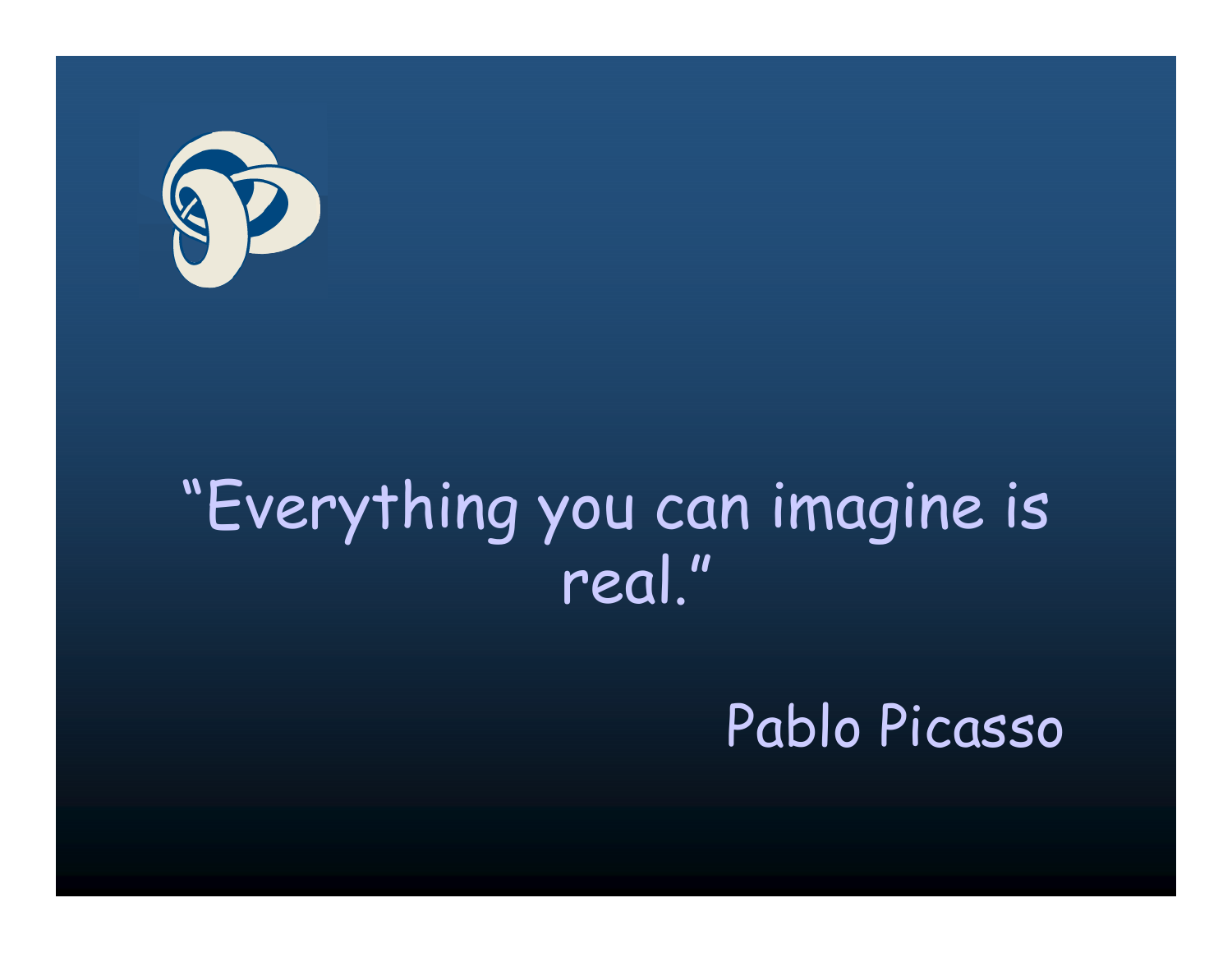"Everything you can imagine is real."

Pablo Picasso